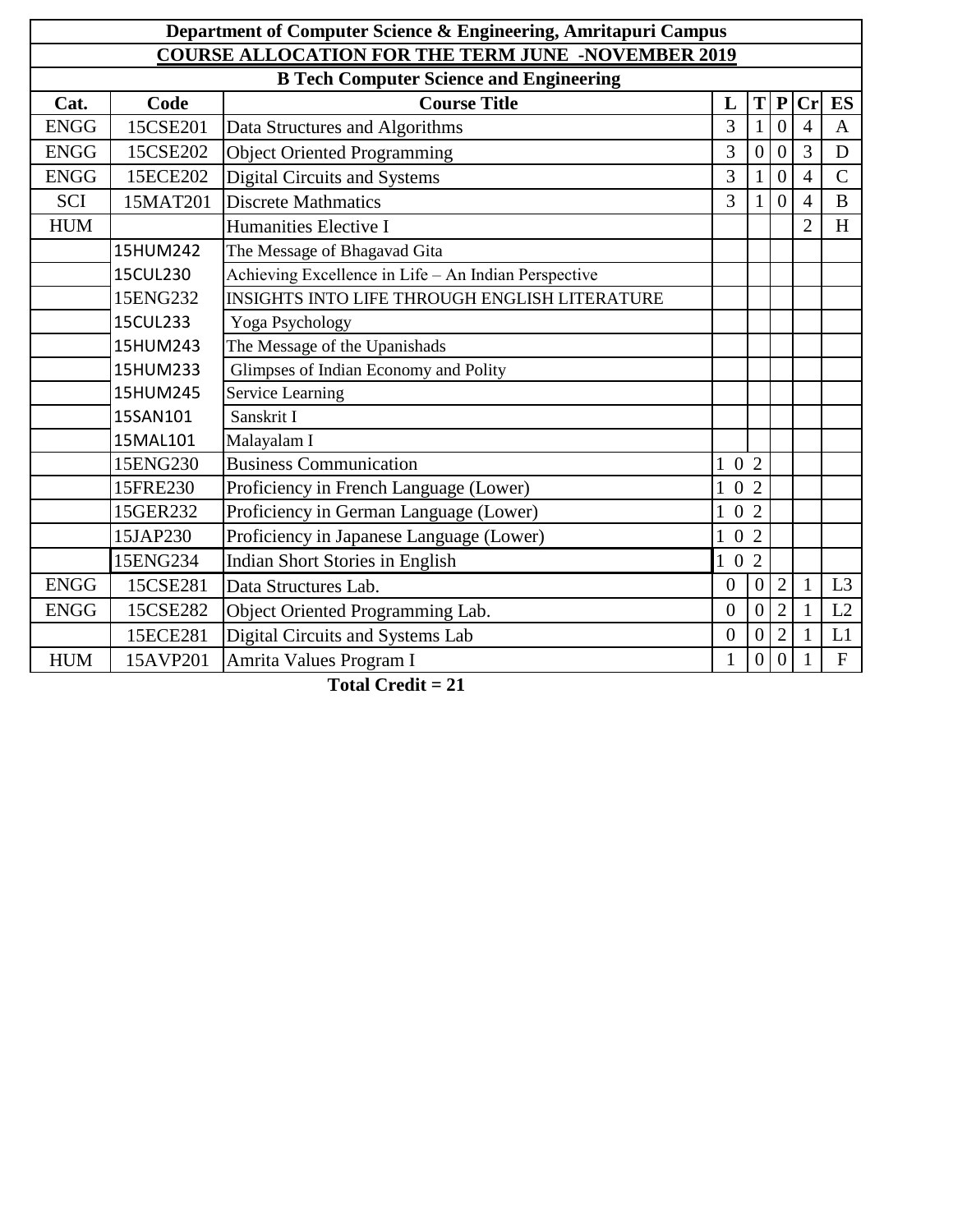**Department of Computer Science & Engineering, Amritapuri Campus**

**COURSE ALLOCATION FOR THE TERM JUNE -NOVEMBER 2019**

**B Tech Computer Science and Engineering**

| Cat. | Code | Course Title | L | T | P | Cr | ES |
|---|---|---|---|---|---|---|---|
| ENGG | 15CSE201 | Data Structures and Algorithms | 3 | 1 | 0 | 4 | A |
| ENGG | 15CSE202 | Object Oriented Programming | 3 | 0 | 0 | 3 | D |
| ENGG | 15ECE202 | Digital Circuits and Systems | 3 | 1 | 0 | 4 | C |
| SCI | 15MAT201 | Discrete Mathmatics | 3 | 1 | 0 | 4 | B |
| HUM | | Humanities Elective I | | | | 2 | H |
| | 15HUM242 | The Message of Bhagavad Gita | | | | | |
| | 15CUL230 | Achieving Excellence in Life – An Indian Perspective | | | | | |
| | 15ENG232 | INSIGHTS INTO LIFE THROUGH ENGLISH LITERATURE | | | | | |
| | 15CUL233 | Yoga Psychology | | | | | |
| | 15HUM243 | The Message of the Upanishads | | | | | |
| | 15HUM233 | Glimpses of Indian Economy and Polity | | | | | |
| | 15HUM245 | Service Learning | | | | | |
| | 15SAN101 | Sanskrit I | | | | | |
| | 15MAL101 | Malayalam I | | | | | |
| | 15ENG230 | Business Communication | 1 0 2 | | | | |
| | 15FRE230 | Proficiency in French Language (Lower) | 1 0 2 | | | | |
| | 15GER232 | Proficiency in German Language (Lower) | 1 0 2 | | | | |
| | 15JAP230 | Proficiency in Japanese Language (Lower) | 1 0 2 | | | | |
| | 15ENG234 | Indian Short Stories in English | 1 0 2 | | | | |
| ENGG | 15CSE281 | Data Structures Lab. | 0 | 0 | 2 | 1 | L3 |
| ENGG | 15CSE282 | Object Oriented Programming Lab. | 0 | 0 | 2 | 1 | L2 |
| | 15ECE281 | Digital Circuits and Systems Lab | 0 | 0 | 2 | 1 | L1 |
| HUM | 15AVP201 | Amrita Values Program I | 1 | 0 | 0 | 1 | F |

**Total Credit = 21**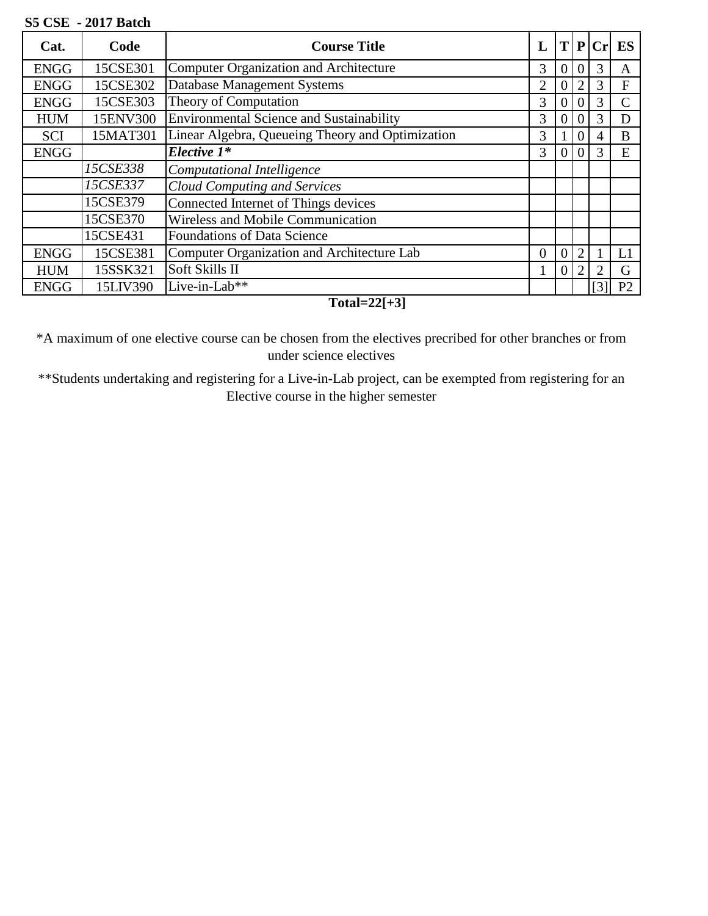**S5 CSE - 2017 Batch**

| Cat. | Code | Course Title | L | T | P | Cr | ES |
|---|---|---|---|---|---|---|---|
| ENGG | 15CSE301 | Computer Organization and Architecture | 3 | 0 | 0 | 3 | A |
| ENGG | 15CSE302 | Database Management Systems | 2 | 0 | 2 | 3 | F |
| ENGG | 15CSE303 | Theory of Computation | 3 | 0 | 0 | 3 | C |
| HUM | 15ENV300 | Environmental Science and Sustainability | 3 | 0 | 0 | 3 | D |
| SCI | 15MAT301 | Linear Algebra, Queueing Theory and Optimization | 3 | 1 | 0 | 4 | B |
| ENGG | | ***Elective 1**** | 3 | 0 | 0 | 3 | E |
| | *15CSE338* | *Computational Intelligence* | | | | | |
| | *15CSE337* | *Cloud Computing and Services* | | | | | |
| | 15CSE379 | Connected Internet of Things devices | | | | | |
| | 15CSE370 | Wireless and Mobile Communication | | | | | |
| | 15CSE431 | Foundations of Data Science | | | | | |
| ENGG | 15CSE381 | Computer Organization and Architecture Lab | 0 | 0 | 2 | 1 | L1 |
| HUM | 15SSK321 | Soft Skills II | 1 | 0 | 2 | 2 | G |
| ENGG | 15LIV390 | Live-in-Lab** | | | | [3] | P2 |

**Total=22[+3]**

*A maximum of one elective course can be chosen from the electives precribed for other branches or from under science electives

**Students undertaking and registering for a Live-in-Lab project, can be exempted from registering for an Elective course in the higher semester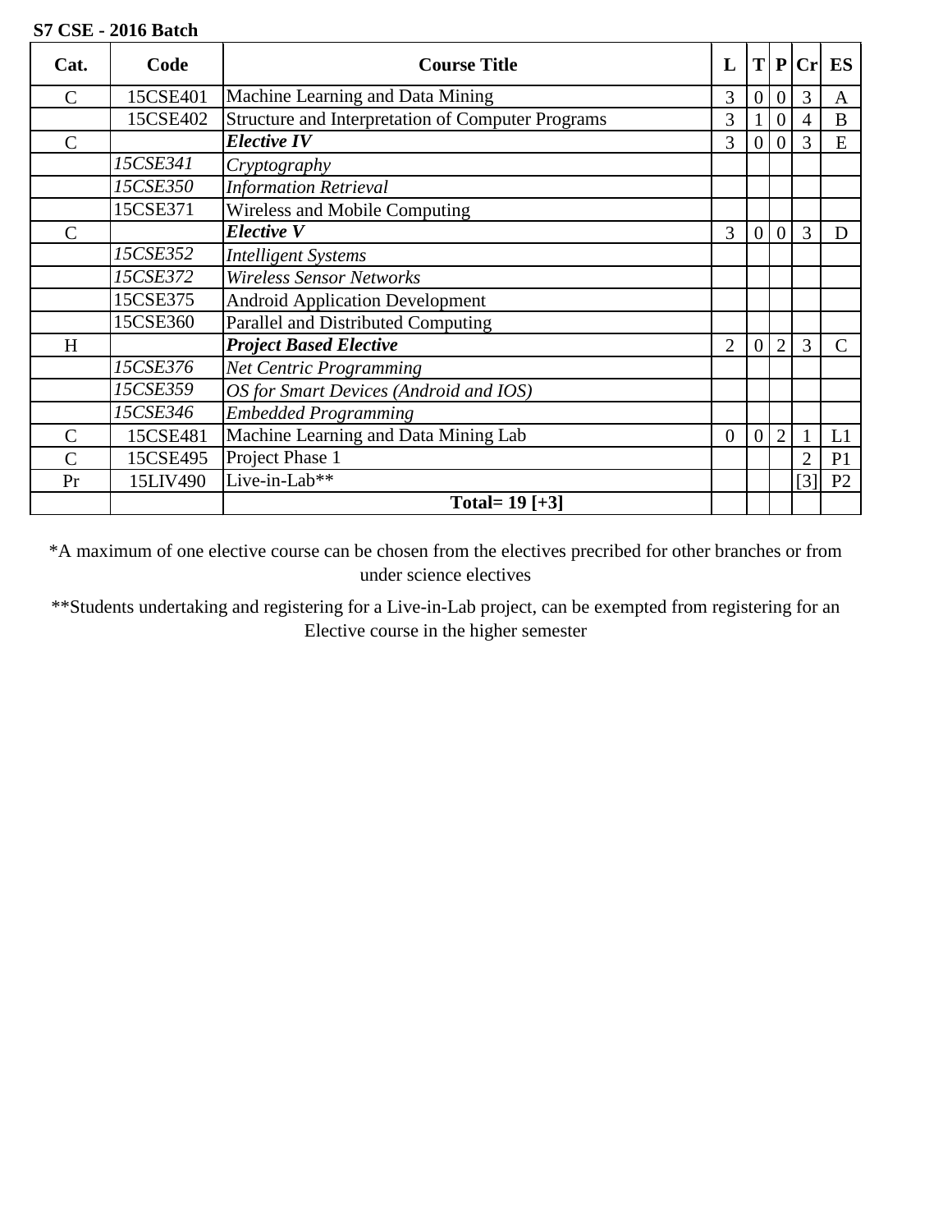**S7 CSE - 2016 Batch**

| Cat. | Code | Course Title | L | T | P | Cr | ES |
|---|---|---|---|---|---|---|---|
| C | 15CSE401 | Machine Learning and Data Mining | 3 | 0 | 0 | 3 | A |
| | 15CSE402 | Structure and Interpretation of Computer Programs | 3 | 1 | 0 | 4 | B |
| C | | ***Elective IV*** | 3 | 0 | 0 | 3 | E |
| | *15CSE341* | *Cryptography* | | | | | |
| | *15CSE350* | *Information Retrieval* | | | | | |
| | 15CSE371 | Wireless and Mobile Computing | | | | | |
| C | | ***Elective V*** | 3 | 0 | 0 | 3 | D |
| | *15CSE352* | *Intelligent Systems* | | | | | |
| | *15CSE372* | *Wireless Sensor Networks* | | | | | |
| | 15CSE375 | Android Application Development | | | | | |
| | 15CSE360 | Parallel and Distributed Computing | | | | | |
| H | | ***Project Based Elective*** | 2 | 0 | 2 | 3 | C |
| | *15CSE376* | *Net Centric Programming* | | | | | |
| | *15CSE359* | *OS for Smart Devices (Android and IOS)* | | | | | |
| | *15CSE346* | *Embedded Programming* | | | | | |
| C | 15CSE481 | Machine Learning and Data Mining Lab | 0 | 0 | 2 | 1 | L1 |
| C | 15CSE495 | Project Phase 1 | | | | 2 | P1 |
| Pr | 15LIV490 | Live-in-Lab** | | | | [3] | P2 |
| | | **Total= 19 [+3]** | | | | | |

*A maximum of one elective course can be chosen from the electives precribed for other branches or from under science electives

**Students undertaking and registering for a Live-in-Lab project, can be exempted from registering for an Elective course in the higher semester